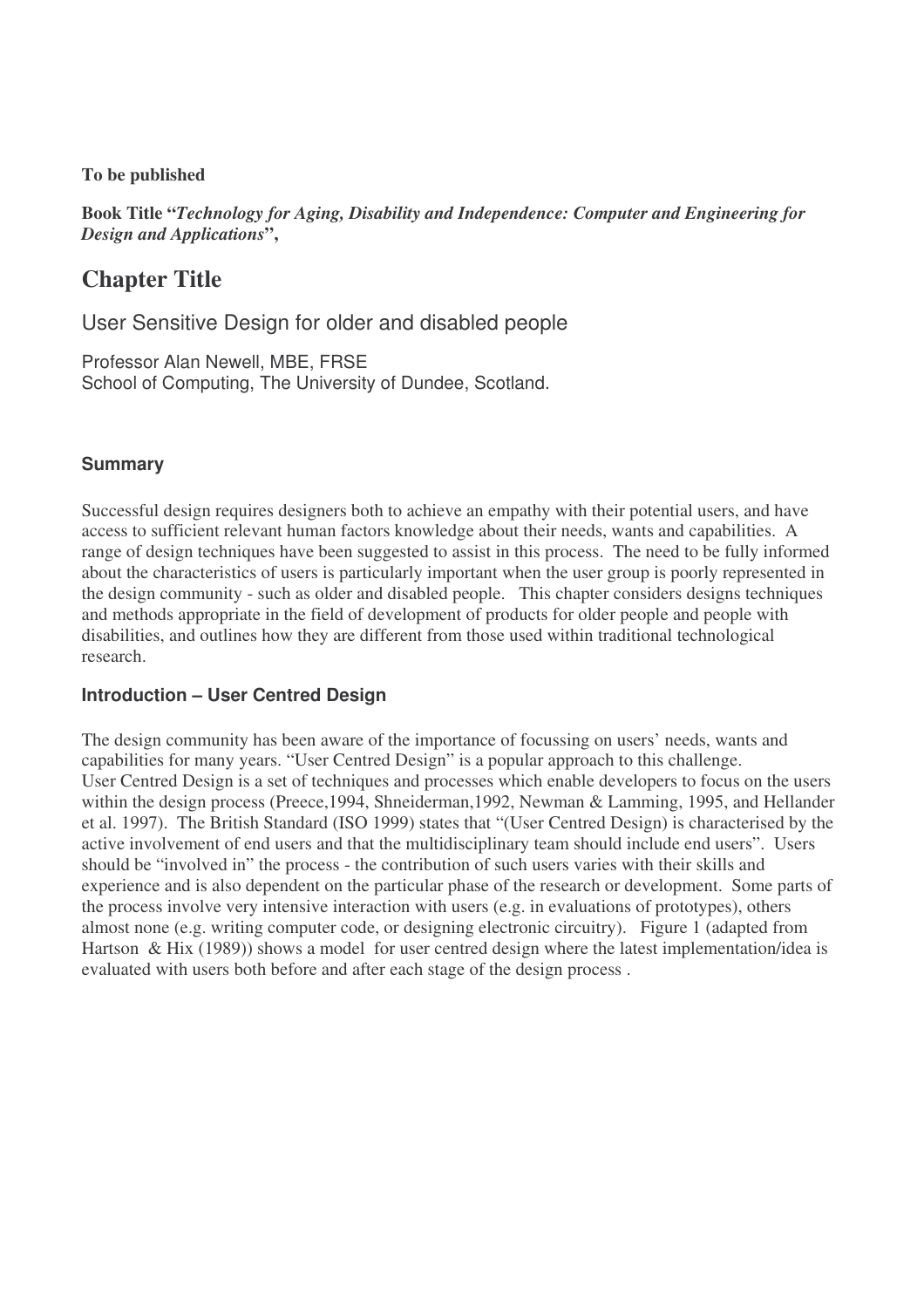**To be published**

**Book Title "*Technology for Aging, Disability and Independence: Computer and Engineering for Design and Applications*",**

# Chapter Title

User Sensitive Design for older and disabled people

Professor Alan Newell, MBE, FRSE
School of Computing, The University of Dundee, Scotland.

## Summary

Successful design requires designers both to achieve an empathy with their potential users, and have access to sufficient relevant human factors knowledge about their needs, wants and capabilities. A range of design techniques have been suggested to assist in this process. The need to be fully informed about the characteristics of users is particularly important when the user group is poorly represented in the design community - such as older and disabled people. This chapter considers designs techniques and methods appropriate in the field of development of products for older people and people with disabilities, and outlines how they are different from those used within traditional technological research.

## Introduction – User Centred Design

The design community has been aware of the importance of focussing on users' needs, wants and capabilities for many years. "User Centred Design" is a popular approach to this challenge.
User Centred Design is a set of techniques and processes which enable developers to focus on the users within the design process (Preece,1994, Shneiderman,1992, Newman & Lamming, 1995, and Hellander et al. 1997). The British Standard (ISO 1999) states that "(User Centred Design) is characterised by the active involvement of end users and that the multidisciplinary team should include end users". Users should be "involved in" the process - the contribution of such users varies with their skills and experience and is also dependent on the particular phase of the research or development. Some parts of the process involve very intensive interaction with users (e.g. in evaluations of prototypes), others almost none (e.g. writing computer code, or designing electronic circuitry). Figure 1 (adapted from Hartson & Hix (1989)) shows a model for user centred design where the latest implementation/idea is evaluated with users both before and after each stage of the design process .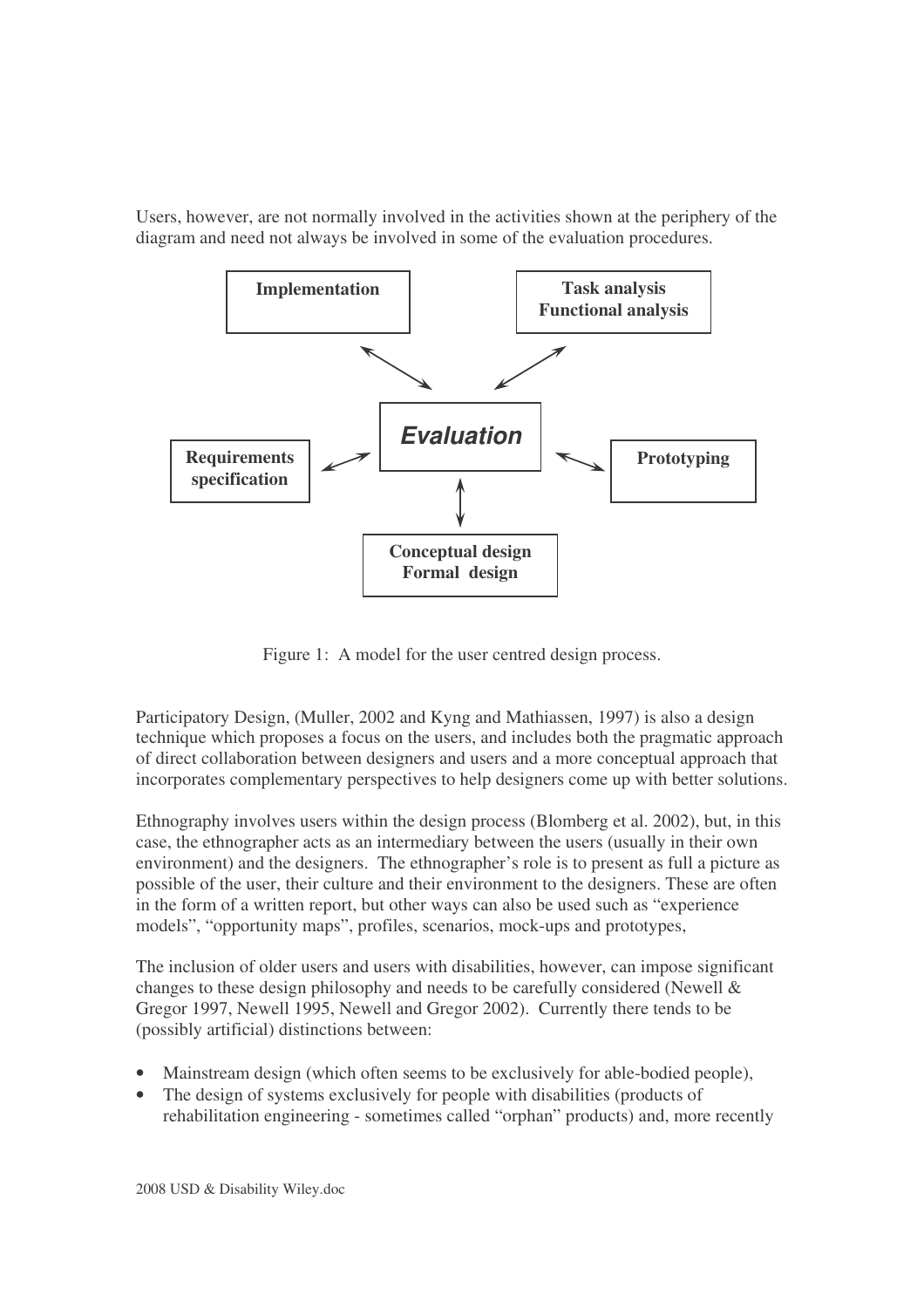Users, however, are not normally involved in the activities shown at the periphery of the diagram and need not always be involved in some of the evaluation procedures.

Figure 1: A model for the user centred design process.

Participatory Design, (Muller, 2002 and Kyng and Mathiassen, 1997) is also a design technique which proposes a focus on the users, and includes both the pragmatic approach of direct collaboration between designers and users and a more conceptual approach that incorporates complementary perspectives to help designers come up with better solutions.

Ethnography involves users within the design process (Blomberg et al. 2002), but, in this case, the ethnographer acts as an intermediary between the users (usually in their own environment) and the designers. The ethnographer's role is to present as full a picture as possible of the user, their culture and their environment to the designers. These are often in the form of a written report, but other ways can also be used such as "experience models", "opportunity maps", profiles, scenarios, mock-ups and prototypes,

The inclusion of older users and users with disabilities, however, can impose significant changes to these design philosophy and needs to be carefully considered (Newell & Gregor 1997, Newell 1995, Newell and Gregor 2002). Currently there tends to be (possibly artificial) distinctions between:

- Mainstream design (which often seems to be exclusively for able-bodied people),
- The design of systems exclusively for people with disabilities (products of rehabilitation engineering - sometimes called "orphan" products) and, more recently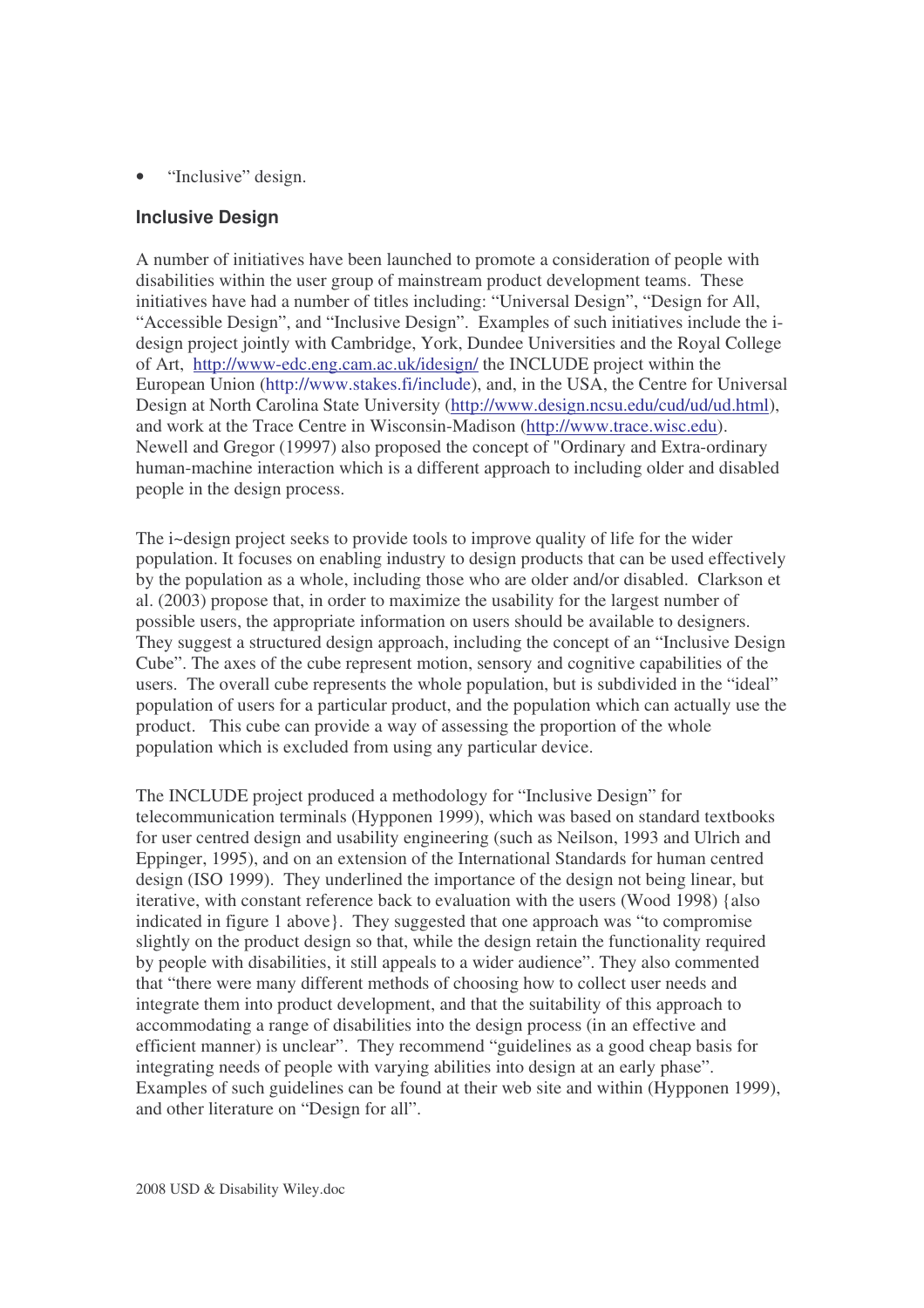- “Inclusive” design.

## Inclusive Design

A number of initiatives have been launched to promote a consideration of people with disabilities within the user group of mainstream product development teams. These initiatives have had a number of titles including: “Universal Design”, “Design for All, “Accessible Design”, and “Inclusive Design”. Examples of such initiatives include the i-design project jointly with Cambridge, York, Dundee Universities and the Royal College of Art, http://www-edc.eng.cam.ac.uk/idesign/ the INCLUDE project within the European Union (http://www.stakes.fi/include), and, in the USA, the Centre for Universal Design at North Carolina State University (http://www.design.ncsu.edu/cud/ud/ud.html), and work at the Trace Centre in Wisconsin-Madison (http://www.trace.wisc.edu). Newell and Gregor (19997) also proposed the concept of "Ordinary and Extra-ordinary human-machine interaction which is a different approach to including older and disabled people in the design process.

The i~design project seeks to provide tools to improve quality of life for the wider population. It focuses on enabling industry to design products that can be used effectively by the population as a whole, including those who are older and/or disabled. Clarkson et al. (2003) propose that, in order to maximize the usability for the largest number of possible users, the appropriate information on users should be available to designers. They suggest a structured design approach, including the concept of an “Inclusive Design Cube”. The axes of the cube represent motion, sensory and cognitive capabilities of the users. The overall cube represents the whole population, but is subdivided in the “ideal” population of users for a particular product, and the population which can actually use the product. This cube can provide a way of assessing the proportion of the whole population which is excluded from using any particular device.

The INCLUDE project produced a methodology for “Inclusive Design” for telecommunication terminals (Hypponen 1999), which was based on standard textbooks for user centred design and usability engineering (such as Neilson, 1993 and Ulrich and Eppinger, 1995), and on an extension of the International Standards for human centred design (ISO 1999). They underlined the importance of the design not being linear, but iterative, with constant reference back to evaluation with the users (Wood 1998) {also indicated in figure 1 above}. They suggested that one approach was “to compromise slightly on the product design so that, while the design retain the functionality required by people with disabilities, it still appeals to a wider audience”. They also commented that “there were many different methods of choosing how to collect user needs and integrate them into product development, and that the suitability of this approach to accommodating a range of disabilities into the design process (in an effective and efficient manner) is unclear”. They recommend “guidelines as a good cheap basis for integrating needs of people with varying abilities into design at an early phase”. Examples of such guidelines can be found at their web site and within (Hypponen 1999), and other literature on “Design for all”.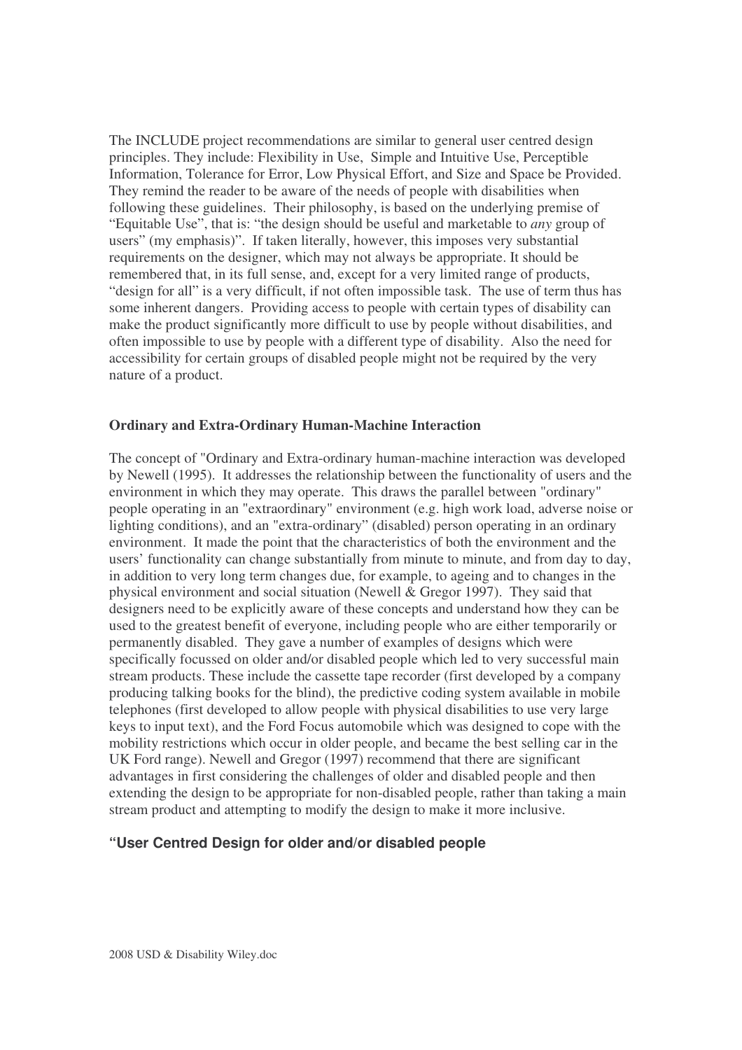The INCLUDE project recommendations are similar to general user centred design principles. They include: Flexibility in Use, Simple and Intuitive Use, Perceptible Information, Tolerance for Error, Low Physical Effort, and Size and Space be Provided. They remind the reader to be aware of the needs of people with disabilities when following these guidelines. Their philosophy, is based on the underlying premise of "Equitable Use", that is: "the design should be useful and marketable to *any* group of users" (my emphasis)". If taken literally, however, this imposes very substantial requirements on the designer, which may not always be appropriate. It should be remembered that, in its full sense, and, except for a very limited range of products, "design for all" is a very difficult, if not often impossible task. The use of term thus has some inherent dangers. Providing access to people with certain types of disability can make the product significantly more difficult to use by people without disabilities, and often impossible to use by people with a different type of disability. Also the need for accessibility for certain groups of disabled people might not be required by the very nature of a product.

**Ordinary and Extra-Ordinary Human-Machine Interaction**

The concept of "Ordinary and Extra-ordinary human-machine interaction was developed by Newell (1995). It addresses the relationship between the functionality of users and the environment in which they may operate. This draws the parallel between "ordinary" people operating in an "extraordinary" environment (e.g. high work load, adverse noise or lighting conditions), and an "extra-ordinary" (disabled) person operating in an ordinary environment. It made the point that the characteristics of both the environment and the users' functionality can change substantially from minute to minute, and from day to day, in addition to very long term changes due, for example, to ageing and to changes in the physical environment and social situation (Newell & Gregor 1997). They said that designers need to be explicitly aware of these concepts and understand how they can be used to the greatest benefit of everyone, including people who are either temporarily or permanently disabled. They gave a number of examples of designs which were specifically focussed on older and/or disabled people which led to very successful main stream products. These include the cassette tape recorder (first developed by a company producing talking books for the blind), the predictive coding system available in mobile telephones (first developed to allow people with physical disabilities to use very large keys to input text), and the Ford Focus automobile which was designed to cope with the mobility restrictions which occur in older people, and became the best selling car in the UK Ford range). Newell and Gregor (1997) recommend that there are significant advantages in first considering the challenges of older and disabled people and then extending the design to be appropriate for non-disabled people, rather than taking a main stream product and attempting to modify the design to make it more inclusive.

**"User Centred Design for older and/or disabled people**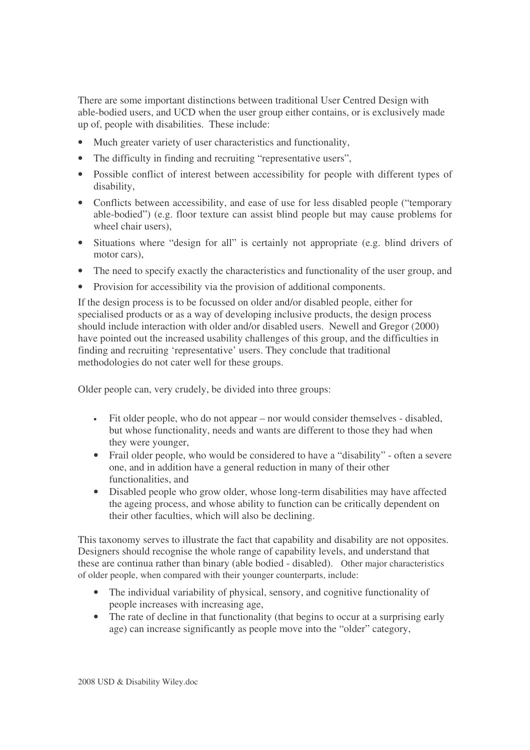There are some important distinctions between traditional User Centred Design with able-bodied users, and UCD when the user group either contains, or is exclusively made up of, people with disabilities. These include:

- Much greater variety of user characteristics and functionality,
- The difficulty in finding and recruiting "representative users",
- Possible conflict of interest between accessibility for people with different types of disability,
- Conflicts between accessibility, and ease of use for less disabled people ("temporary able-bodied") (e.g. floor texture can assist blind people but may cause problems for wheel chair users),
- Situations where "design for all" is certainly not appropriate (e.g. blind drivers of motor cars),
- The need to specify exactly the characteristics and functionality of the user group, and
- Provision for accessibility via the provision of additional components.

If the design process is to be focussed on older and/or disabled people, either for specialised products or as a way of developing inclusive products, the design process should include interaction with older and/or disabled users. Newell and Gregor (2000) have pointed out the increased usability challenges of this group, and the difficulties in finding and recruiting 'representative' users. They conclude that traditional methodologies do not cater well for these groups.

Older people can, very crudely, be divided into three groups:

- Fit older people, who do not appear – nor would consider themselves - disabled, but whose functionality, needs and wants are different to those they had when they were younger,
- Frail older people, who would be considered to have a "disability" - often a severe one, and in addition have a general reduction in many of their other functionalities, and
- Disabled people who grow older, whose long-term disabilities may have affected the ageing process, and whose ability to function can be critically dependent on their other faculties, which will also be declining.

This taxonomy serves to illustrate the fact that capability and disability are not opposites. Designers should recognise the whole range of capability levels, and understand that these are continua rather than binary (able bodied - disabled). Other major characteristics of older people, when compared with their younger counterparts, include:

- The individual variability of physical, sensory, and cognitive functionality of people increases with increasing age,
- The rate of decline in that functionality (that begins to occur at a surprising early age) can increase significantly as people move into the "older" category,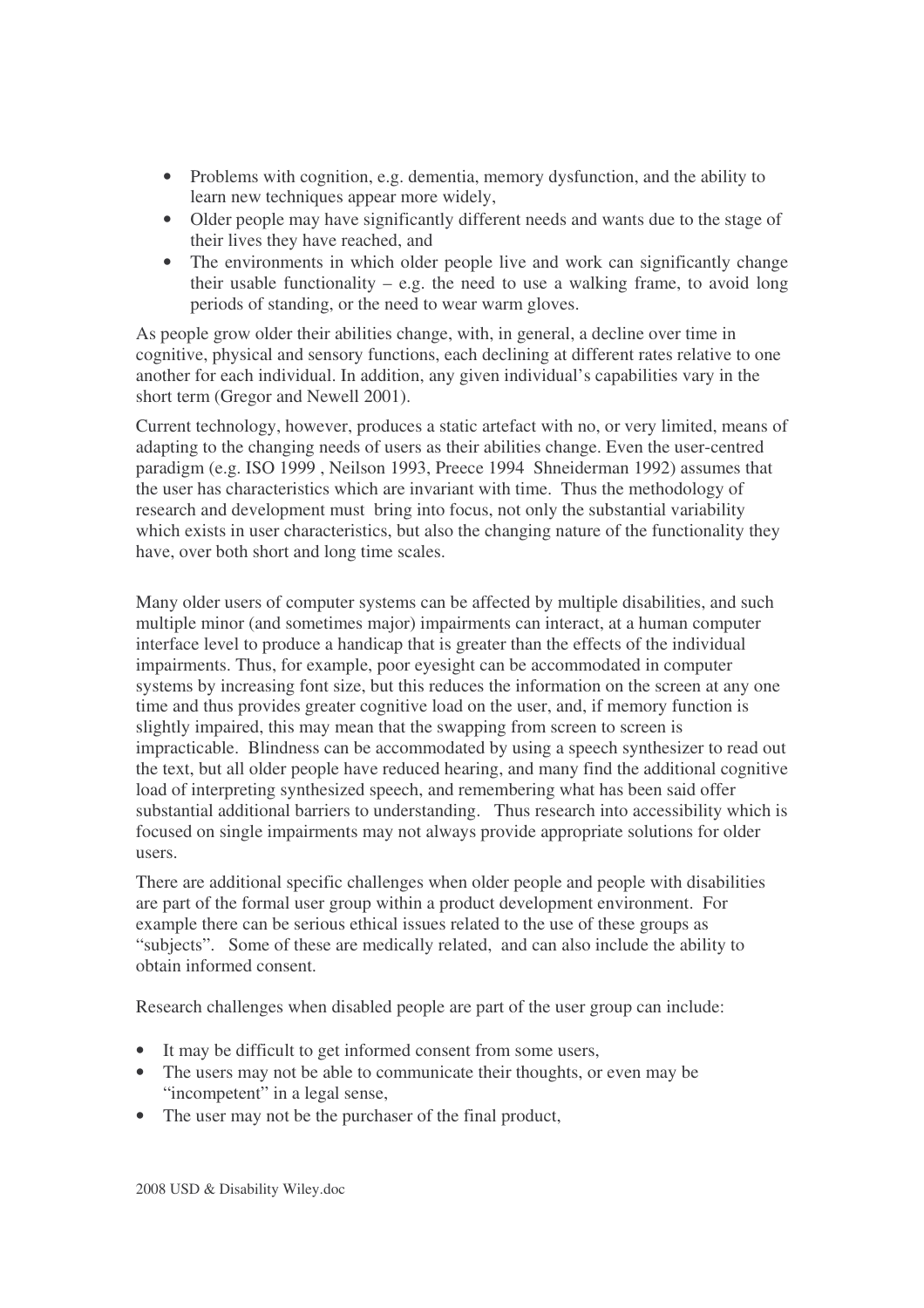- Problems with cognition, e.g. dementia, memory dysfunction, and the ability to learn new techniques appear more widely,
- Older people may have significantly different needs and wants due to the stage of their lives they have reached, and
- The environments in which older people live and work can significantly change their usable functionality – e.g. the need to use a walking frame, to avoid long periods of standing, or the need to wear warm gloves.

As people grow older their abilities change, with, in general, a decline over time in cognitive, physical and sensory functions, each declining at different rates relative to one another for each individual. In addition, any given individual's capabilities vary in the short term (Gregor and Newell 2001).

Current technology, however, produces a static artefact with no, or very limited, means of adapting to the changing needs of users as their abilities change. Even the user-centred paradigm (e.g. ISO 1999 , Neilson 1993, Preece 1994 Shneiderman 1992) assumes that the user has characteristics which are invariant with time. Thus the methodology of research and development must bring into focus, not only the substantial variability which exists in user characteristics, but also the changing nature of the functionality they have, over both short and long time scales.

Many older users of computer systems can be affected by multiple disabilities, and such multiple minor (and sometimes major) impairments can interact, at a human computer interface level to produce a handicap that is greater than the effects of the individual impairments. Thus, for example, poor eyesight can be accommodated in computer systems by increasing font size, but this reduces the information on the screen at any one time and thus provides greater cognitive load on the user, and, if memory function is slightly impaired, this may mean that the swapping from screen to screen is impracticable. Blindness can be accommodated by using a speech synthesizer to read out the text, but all older people have reduced hearing, and many find the additional cognitive load of interpreting synthesized speech, and remembering what has been said offer substantial additional barriers to understanding. Thus research into accessibility which is focused on single impairments may not always provide appropriate solutions for older users.

There are additional specific challenges when older people and people with disabilities are part of the formal user group within a product development environment. For example there can be serious ethical issues related to the use of these groups as "subjects". Some of these are medically related, and can also include the ability to obtain informed consent.

Research challenges when disabled people are part of the user group can include:

- It may be difficult to get informed consent from some users,
- The users may not be able to communicate their thoughts, or even may be "incompetent" in a legal sense,
- The user may not be the purchaser of the final product,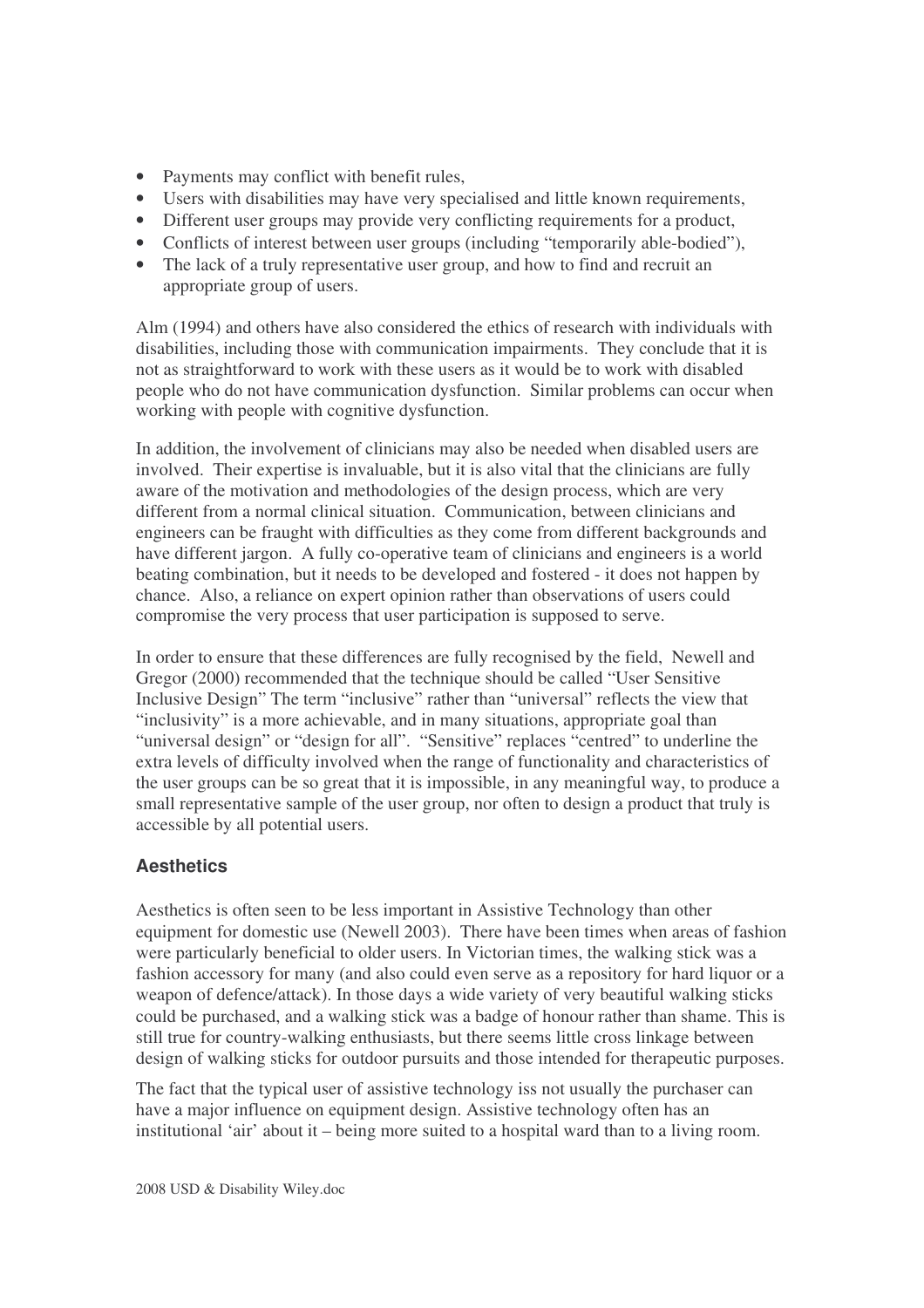- Payments may conflict with benefit rules,
- Users with disabilities may have very specialised and little known requirements,
- Different user groups may provide very conflicting requirements for a product,
- Conflicts of interest between user groups (including "temporarily able-bodied"),
- The lack of a truly representative user group, and how to find and recruit an appropriate group of users.

Alm (1994) and others have also considered the ethics of research with individuals with disabilities, including those with communication impairments. They conclude that it is not as straightforward to work with these users as it would be to work with disabled people who do not have communication dysfunction. Similar problems can occur when working with people with cognitive dysfunction.

In addition, the involvement of clinicians may also be needed when disabled users are involved. Their expertise is invaluable, but it is also vital that the clinicians are fully aware of the motivation and methodologies of the design process, which are very different from a normal clinical situation. Communication, between clinicians and engineers can be fraught with difficulties as they come from different backgrounds and have different jargon. A fully co-operative team of clinicians and engineers is a world beating combination, but it needs to be developed and fostered - it does not happen by chance. Also, a reliance on expert opinion rather than observations of users could compromise the very process that user participation is supposed to serve.

In order to ensure that these differences are fully recognised by the field, Newell and Gregor (2000) recommended that the technique should be called "User Sensitive Inclusive Design" The term "inclusive" rather than "universal" reflects the view that "inclusivity" is a more achievable, and in many situations, appropriate goal than "universal design" or "design for all". "Sensitive" replaces "centred" to underline the extra levels of difficulty involved when the range of functionality and characteristics of the user groups can be so great that it is impossible, in any meaningful way, to produce a small representative sample of the user group, nor often to design a product that truly is accessible by all potential users.

## Aesthetics

Aesthetics is often seen to be less important in Assistive Technology than other equipment for domestic use (Newell 2003). There have been times when areas of fashion were particularly beneficial to older users. In Victorian times, the walking stick was a fashion accessory for many (and also could even serve as a repository for hard liquor or a weapon of defence/attack). In those days a wide variety of very beautiful walking sticks could be purchased, and a walking stick was a badge of honour rather than shame. This is still true for country-walking enthusiasts, but there seems little cross linkage between design of walking sticks for outdoor pursuits and those intended for therapeutic purposes.

The fact that the typical user of assistive technology iss not usually the purchaser can have a major influence on equipment design. Assistive technology often has an institutional 'air' about it – being more suited to a hospital ward than to a living room.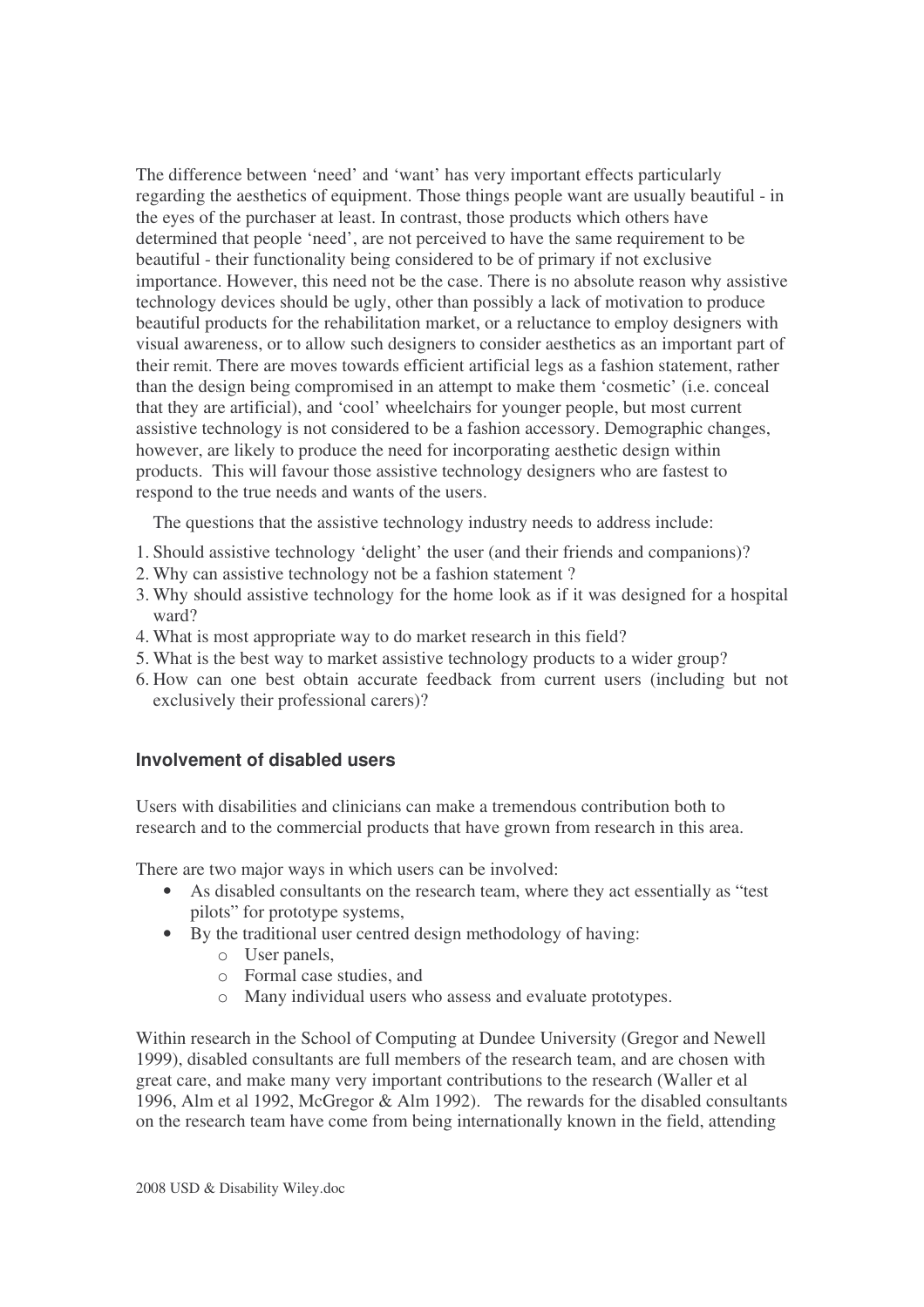The difference between 'need' and 'want' has very important effects particularly regarding the aesthetics of equipment. Those things people want are usually beautiful - in the eyes of the purchaser at least. In contrast, those products which others have determined that people 'need', are not perceived to have the same requirement to be beautiful - their functionality being considered to be of primary if not exclusive importance. However, this need not be the case. There is no absolute reason why assistive technology devices should be ugly, other than possibly a lack of motivation to produce beautiful products for the rehabilitation market, or a reluctance to employ designers with visual awareness, or to allow such designers to consider aesthetics as an important part of their remit. There are moves towards efficient artificial legs as a fashion statement, rather than the design being compromised in an attempt to make them 'cosmetic' (i.e. conceal that they are artificial), and 'cool' wheelchairs for younger people, but most current assistive technology is not considered to be a fashion accessory. Demographic changes, however, are likely to produce the need for incorporating aesthetic design within products. This will favour those assistive technology designers who are fastest to respond to the true needs and wants of the users.

The questions that the assistive technology industry needs to address include:

1. Should assistive technology 'delight' the user (and their friends and companions)?
2. Why can assistive technology not be a fashion statement ?
3. Why should assistive technology for the home look as if it was designed for a hospital ward?
4. What is most appropriate way to do market research in this field?
5. What is the best way to market assistive technology products to a wider group?
6. How can one best obtain accurate feedback from current users (including but not exclusively their professional carers)?

### Involvement of disabled users

Users with disabilities and clinicians can make a tremendous contribution both to research and to the commercial products that have grown from research in this area.

There are two major ways in which users can be involved:

- As disabled consultants on the research team, where they act essentially as "test pilots" for prototype systems,
- By the traditional user centred design methodology of having:
  - User panels,
  - Formal case studies, and
  - Many individual users who assess and evaluate prototypes.

Within research in the School of Computing at Dundee University (Gregor and Newell 1999), disabled consultants are full members of the research team, and are chosen with great care, and make many very important contributions to the research (Waller et al 1996, Alm et al 1992, McGregor & Alm 1992). The rewards for the disabled consultants on the research team have come from being internationally known in the field, attending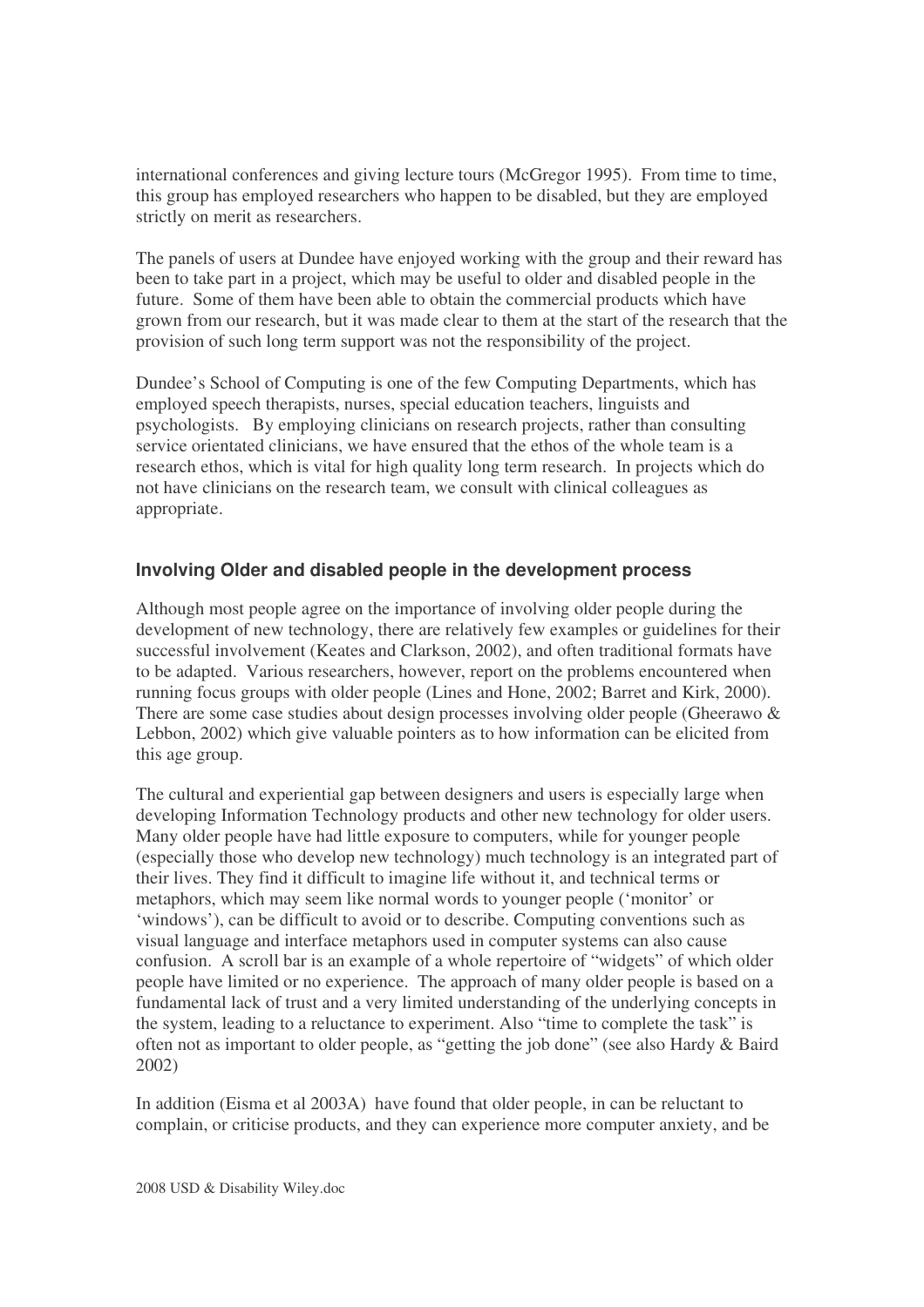international conferences and giving lecture tours (McGregor 1995). From time to time, this group has employed researchers who happen to be disabled, but they are employed strictly on merit as researchers.

The panels of users at Dundee have enjoyed working with the group and their reward has been to take part in a project, which may be useful to older and disabled people in the future. Some of them have been able to obtain the commercial products which have grown from our research, but it was made clear to them at the start of the research that the provision of such long term support was not the responsibility of the project.

Dundee's School of Computing is one of the few Computing Departments, which has employed speech therapists, nurses, special education teachers, linguists and psychologists. By employing clinicians on research projects, rather than consulting service orientated clinicians, we have ensured that the ethos of the whole team is a research ethos, which is vital for high quality long term research. In projects which do not have clinicians on the research team, we consult with clinical colleagues as appropriate.

### Involving Older and disabled people in the development process

Although most people agree on the importance of involving older people during the development of new technology, there are relatively few examples or guidelines for their successful involvement (Keates and Clarkson, 2002), and often traditional formats have to be adapted. Various researchers, however, report on the problems encountered when running focus groups with older people (Lines and Hone, 2002; Barret and Kirk, 2000). There are some case studies about design processes involving older people (Gheerawo & Lebbon, 2002) which give valuable pointers as to how information can be elicited from this age group.

The cultural and experiential gap between designers and users is especially large when developing Information Technology products and other new technology for older users. Many older people have had little exposure to computers, while for younger people (especially those who develop new technology) much technology is an integrated part of their lives. They find it difficult to imagine life without it, and technical terms or metaphors, which may seem like normal words to younger people ('monitor' or 'windows'), can be difficult to avoid or to describe. Computing conventions such as visual language and interface metaphors used in computer systems can also cause confusion. A scroll bar is an example of a whole repertoire of "widgets" of which older people have limited or no experience. The approach of many older people is based on a fundamental lack of trust and a very limited understanding of the underlying concepts in the system, leading to a reluctance to experiment. Also "time to complete the task" is often not as important to older people, as "getting the job done" (see also Hardy & Baird 2002)

In addition (Eisma et al 2003A) have found that older people, in can be reluctant to complain, or criticise products, and they can experience more computer anxiety, and be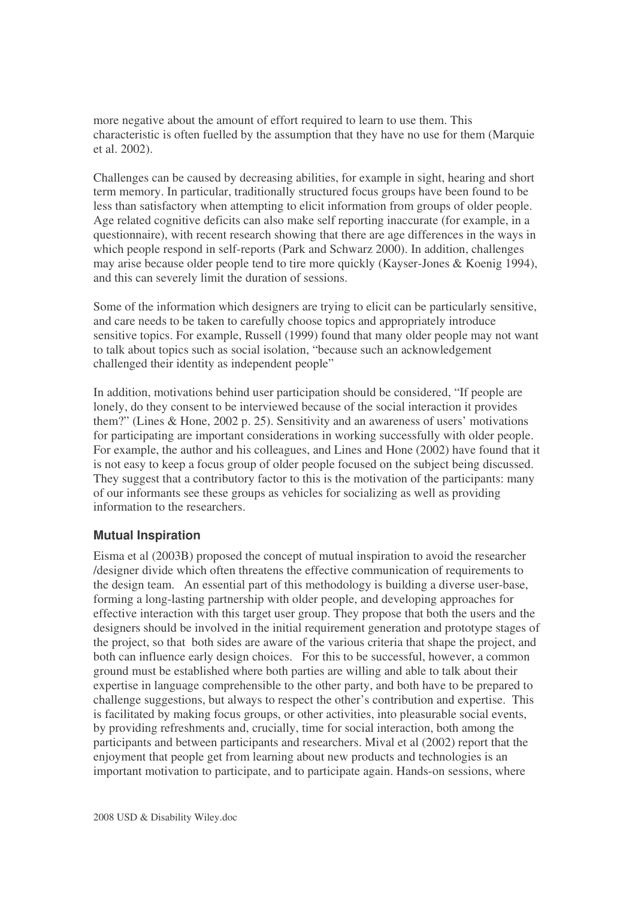more negative about the amount of effort required to learn to use them. This characteristic is often fuelled by the assumption that they have no use for them (Marquie et al. 2002).

Challenges can be caused by decreasing abilities, for example in sight, hearing and short term memory. In particular, traditionally structured focus groups have been found to be less than satisfactory when attempting to elicit information from groups of older people. Age related cognitive deficits can also make self reporting inaccurate (for example, in a questionnaire), with recent research showing that there are age differences in the ways in which people respond in self-reports (Park and Schwarz 2000). In addition, challenges may arise because older people tend to tire more quickly (Kayser-Jones & Koenig 1994), and this can severely limit the duration of sessions.

Some of the information which designers are trying to elicit can be particularly sensitive, and care needs to be taken to carefully choose topics and appropriately introduce sensitive topics. For example, Russell (1999) found that many older people may not want to talk about topics such as social isolation, "because such an acknowledgement challenged their identity as independent people"

In addition, motivations behind user participation should be considered, "If people are lonely, do they consent to be interviewed because of the social interaction it provides them?" (Lines & Hone, 2002 p. 25). Sensitivity and an awareness of users' motivations for participating are important considerations in working successfully with older people. For example, the author and his colleagues, and Lines and Hone (2002) have found that it is not easy to keep a focus group of older people focused on the subject being discussed. They suggest that a contributory factor to this is the motivation of the participants: many of our informants see these groups as vehicles for socializing as well as providing information to the researchers.

### Mutual Inspiration

Eisma et al (2003B) proposed the concept of mutual inspiration to avoid the researcher /designer divide which often threatens the effective communication of requirements to the design team. An essential part of this methodology is building a diverse user-base, forming a long-lasting partnership with older people, and developing approaches for effective interaction with this target user group. They propose that both the users and the designers should be involved in the initial requirement generation and prototype stages of the project, so that both sides are aware of the various criteria that shape the project, and both can influence early design choices. For this to be successful, however, a common ground must be established where both parties are willing and able to talk about their expertise in language comprehensible to the other party, and both have to be prepared to challenge suggestions, but always to respect the other's contribution and expertise. This is facilitated by making focus groups, or other activities, into pleasurable social events, by providing refreshments and, crucially, time for social interaction, both among the participants and between participants and researchers. Mival et al (2002) report that the enjoyment that people get from learning about new products and technologies is an important motivation to participate, and to participate again. Hands-on sessions, where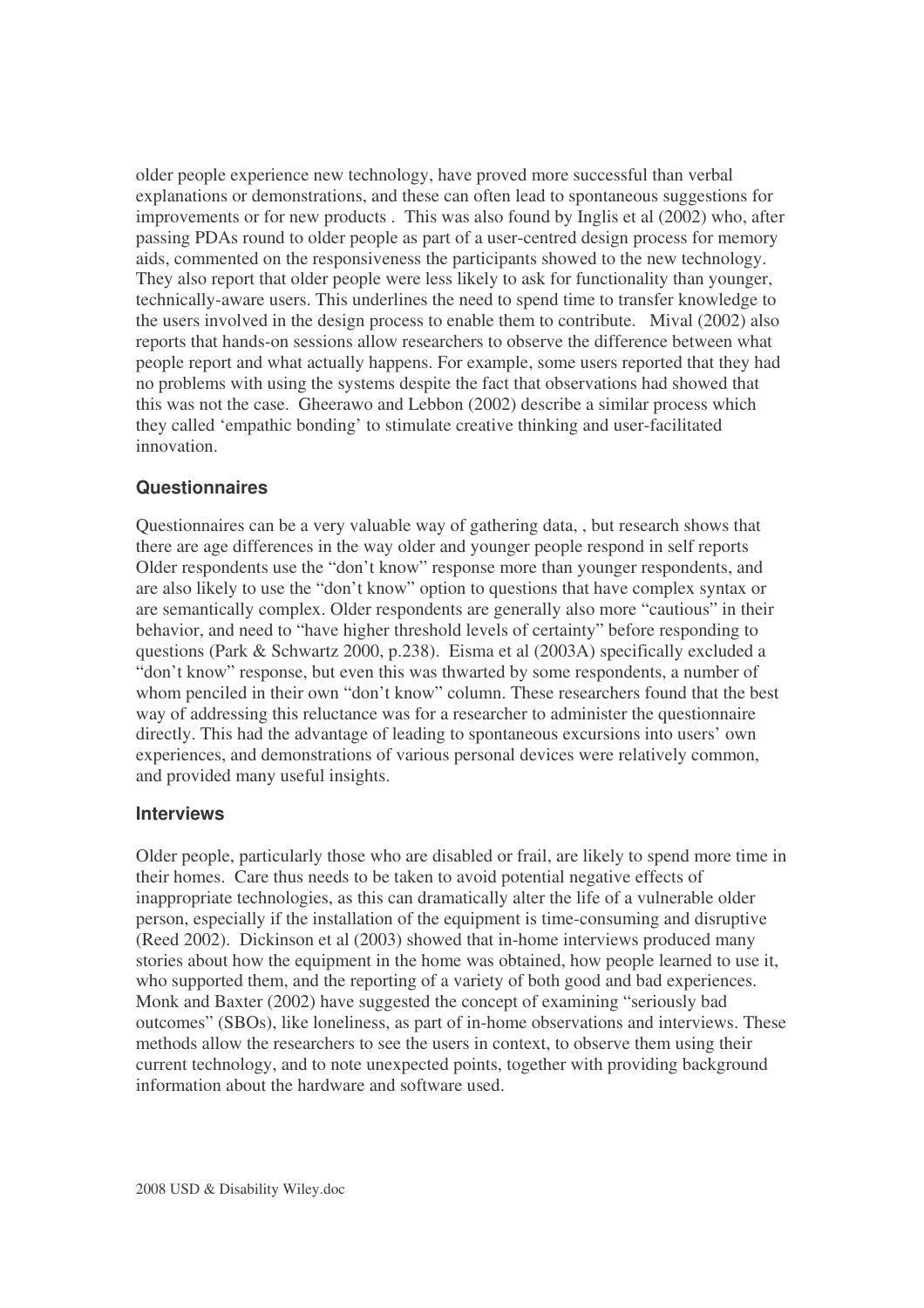older people experience new technology, have proved more successful than verbal explanations or demonstrations, and these can often lead to spontaneous suggestions for improvements or for new products . This was also found by Inglis et al (2002) who, after passing PDAs round to older people as part of a user-centred design process for memory aids, commented on the responsiveness the participants showed to the new technology. They also report that older people were less likely to ask for functionality than younger, technically-aware users. This underlines the need to spend time to transfer knowledge to the users involved in the design process to enable them to contribute. Mival (2002) also reports that hands-on sessions allow researchers to observe the difference between what people report and what actually happens. For example, some users reported that they had no problems with using the systems despite the fact that observations had showed that this was not the case. Gheerawo and Lebbon (2002) describe a similar process which they called 'empathic bonding' to stimulate creative thinking and user-facilitated innovation.

### Questionnaires

Questionnaires can be a very valuable way of gathering data, , but research shows that there are age differences in the way older and younger people respond in self reports Older respondents use the "don't know" response more than younger respondents, and are also likely to use the "don't know" option to questions that have complex syntax or are semantically complex. Older respondents are generally also more "cautious" in their behavior, and need to "have higher threshold levels of certainty" before responding to questions (Park & Schwartz 2000, p.238). Eisma et al (2003A) specifically excluded a "don't know" response, but even this was thwarted by some respondents, a number of whom penciled in their own "don't know" column. These researchers found that the best way of addressing this reluctance was for a researcher to administer the questionnaire directly. This had the advantage of leading to spontaneous excursions into users' own experiences, and demonstrations of various personal devices were relatively common, and provided many useful insights.

### Interviews

Older people, particularly those who are disabled or frail, are likely to spend more time in their homes. Care thus needs to be taken to avoid potential negative effects of inappropriate technologies, as this can dramatically alter the life of a vulnerable older person, especially if the installation of the equipment is time-consuming and disruptive (Reed 2002). Dickinson et al (2003) showed that in-home interviews produced many stories about how the equipment in the home was obtained, how people learned to use it, who supported them, and the reporting of a variety of both good and bad experiences. Monk and Baxter (2002) have suggested the concept of examining "seriously bad outcomes" (SBOs), like loneliness, as part of in-home observations and interviews. These methods allow the researchers to see the users in context, to observe them using their current technology, and to note unexpected points, together with providing background information about the hardware and software used.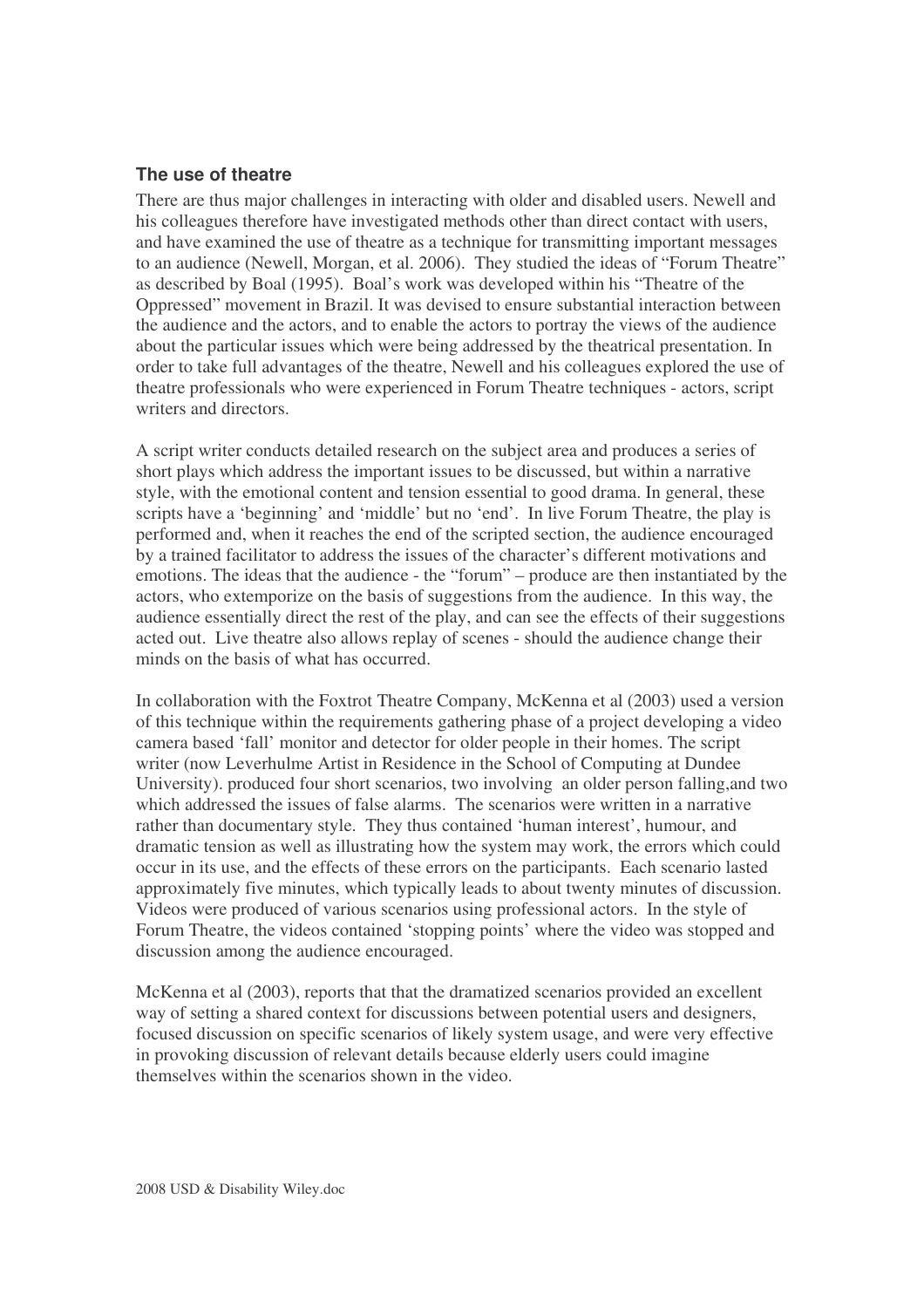### The use of theatre

There are thus major challenges in interacting with older and disabled users. Newell and his colleagues therefore have investigated methods other than direct contact with users, and have examined the use of theatre as a technique for transmitting important messages to an audience (Newell, Morgan, et al. 2006). They studied the ideas of "Forum Theatre" as described by Boal (1995). Boal's work was developed within his "Theatre of the Oppressed" movement in Brazil. It was devised to ensure substantial interaction between the audience and the actors, and to enable the actors to portray the views of the audience about the particular issues which were being addressed by the theatrical presentation. In order to take full advantages of the theatre, Newell and his colleagues explored the use of theatre professionals who were experienced in Forum Theatre techniques - actors, script writers and directors.

A script writer conducts detailed research on the subject area and produces a series of short plays which address the important issues to be discussed, but within a narrative style, with the emotional content and tension essential to good drama. In general, these scripts have a 'beginning' and 'middle' but no 'end'. In live Forum Theatre, the play is performed and, when it reaches the end of the scripted section, the audience encouraged by a trained facilitator to address the issues of the character's different motivations and emotions. The ideas that the audience - the "forum" – produce are then instantiated by the actors, who extemporize on the basis of suggestions from the audience. In this way, the audience essentially direct the rest of the play, and can see the effects of their suggestions acted out. Live theatre also allows replay of scenes - should the audience change their minds on the basis of what has occurred.

In collaboration with the Foxtrot Theatre Company, McKenna et al (2003) used a version of this technique within the requirements gathering phase of a project developing a video camera based 'fall' monitor and detector for older people in their homes. The script writer (now Leverhulme Artist in Residence in the School of Computing at Dundee University). produced four short scenarios, two involving an older person falling,and two which addressed the issues of false alarms. The scenarios were written in a narrative rather than documentary style. They thus contained 'human interest', humour, and dramatic tension as well as illustrating how the system may work, the errors which could occur in its use, and the effects of these errors on the participants. Each scenario lasted approximately five minutes, which typically leads to about twenty minutes of discussion. Videos were produced of various scenarios using professional actors. In the style of Forum Theatre, the videos contained 'stopping points' where the video was stopped and discussion among the audience encouraged.

McKenna et al (2003), reports that that the dramatized scenarios provided an excellent way of setting a shared context for discussions between potential users and designers, focused discussion on specific scenarios of likely system usage, and were very effective in provoking discussion of relevant details because elderly users could imagine themselves within the scenarios shown in the video.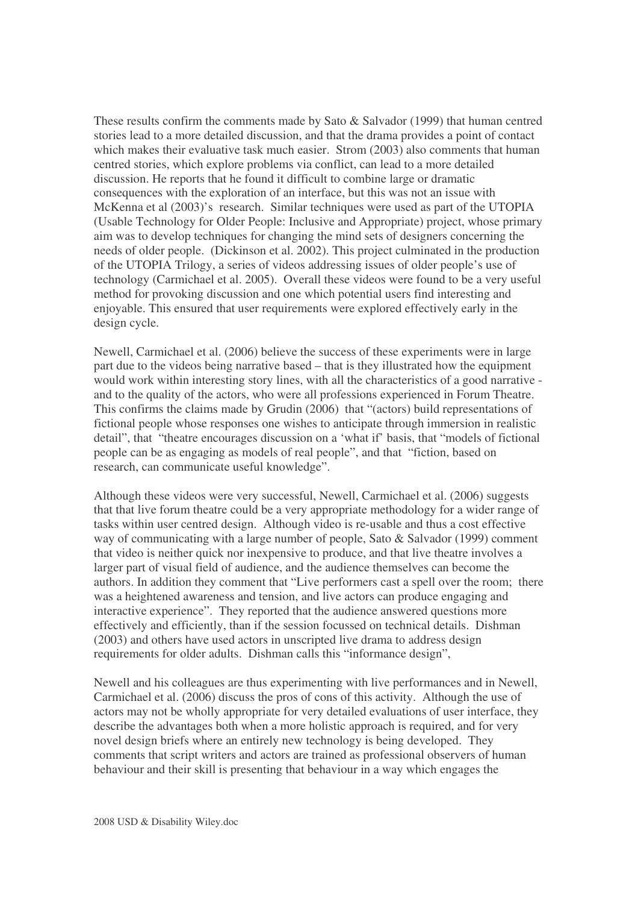These results confirm the comments made by Sato & Salvador (1999) that human centred stories lead to a more detailed discussion, and that the drama provides a point of contact which makes their evaluative task much easier. Strom (2003) also comments that human centred stories, which explore problems via conflict, can lead to a more detailed discussion. He reports that he found it difficult to combine large or dramatic consequences with the exploration of an interface, but this was not an issue with McKenna et al (2003)'s research. Similar techniques were used as part of the UTOPIA (Usable Technology for Older People: Inclusive and Appropriate) project, whose primary aim was to develop techniques for changing the mind sets of designers concerning the needs of older people. (Dickinson et al. 2002). This project culminated in the production of the UTOPIA Trilogy, a series of videos addressing issues of older people's use of technology (Carmichael et al. 2005). Overall these videos were found to be a very useful method for provoking discussion and one which potential users find interesting and enjoyable. This ensured that user requirements were explored effectively early in the design cycle.

Newell, Carmichael et al. (2006) believe the success of these experiments were in large part due to the videos being narrative based – that is they illustrated how the equipment would work within interesting story lines, with all the characteristics of a good narrative - and to the quality of the actors, who were all professions experienced in Forum Theatre. This confirms the claims made by Grudin (2006) that "(actors) build representations of fictional people whose responses one wishes to anticipate through immersion in realistic detail", that "theatre encourages discussion on a 'what if' basis, that "models of fictional people can be as engaging as models of real people", and that "fiction, based on research, can communicate useful knowledge".

Although these videos were very successful, Newell, Carmichael et al. (2006) suggests that that live forum theatre could be a very appropriate methodology for a wider range of tasks within user centred design. Although video is re-usable and thus a cost effective way of communicating with a large number of people, Sato & Salvador (1999) comment that video is neither quick nor inexpensive to produce, and that live theatre involves a larger part of visual field of audience, and the audience themselves can become the authors. In addition they comment that "Live performers cast a spell over the room; there was a heightened awareness and tension, and live actors can produce engaging and interactive experience". They reported that the audience answered questions more effectively and efficiently, than if the session focussed on technical details. Dishman (2003) and others have used actors in unscripted live drama to address design requirements for older adults. Dishman calls this "informance design",

Newell and his colleagues are thus experimenting with live performances and in Newell, Carmichael et al. (2006) discuss the pros of cons of this activity. Although the use of actors may not be wholly appropriate for very detailed evaluations of user interface, they describe the advantages both when a more holistic approach is required, and for very novel design briefs where an entirely new technology is being developed. They comments that script writers and actors are trained as professional observers of human behaviour and their skill is presenting that behaviour in a way which engages the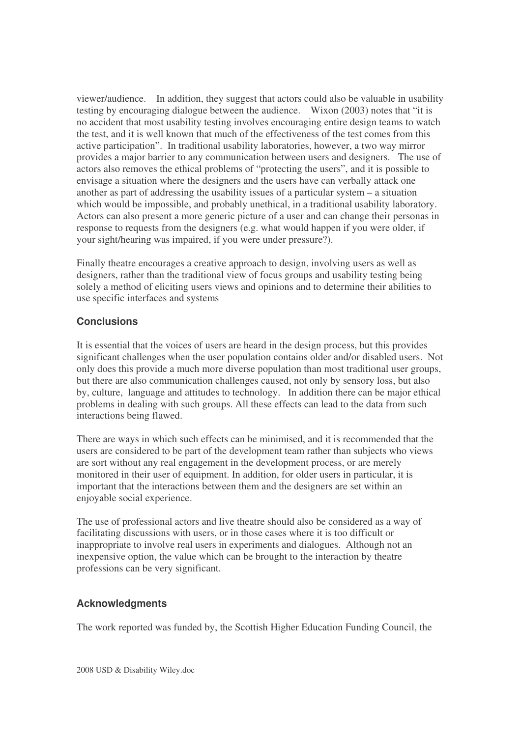viewer/audience. In addition, they suggest that actors could also be valuable in usability testing by encouraging dialogue between the audience. Wixon (2003) notes that "it is no accident that most usability testing involves encouraging entire design teams to watch the test, and it is well known that much of the effectiveness of the test comes from this active participation". In traditional usability laboratories, however, a two way mirror provides a major barrier to any communication between users and designers. The use of actors also removes the ethical problems of "protecting the users", and it is possible to envisage a situation where the designers and the users have can verbally attack one another as part of addressing the usability issues of a particular system – a situation which would be impossible, and probably unethical, in a traditional usability laboratory. Actors can also present a more generic picture of a user and can change their personas in response to requests from the designers (e.g. what would happen if you were older, if your sight/hearing was impaired, if you were under pressure?).

Finally theatre encourages a creative approach to design, involving users as well as designers, rather than the traditional view of focus groups and usability testing being solely a method of eliciting users views and opinions and to determine their abilities to use specific interfaces and systems

## Conclusions

It is essential that the voices of users are heard in the design process, but this provides significant challenges when the user population contains older and/or disabled users. Not only does this provide a much more diverse population than most traditional user groups, but there are also communication challenges caused, not only by sensory loss, but also by, culture, language and attitudes to technology. In addition there can be major ethical problems in dealing with such groups. All these effects can lead to the data from such interactions being flawed.

There are ways in which such effects can be minimised, and it is recommended that the users are considered to be part of the development team rather than subjects who views are sort without any real engagement in the development process, or are merely monitored in their user of equipment. In addition, for older users in particular, it is important that the interactions between them and the designers are set within an enjoyable social experience.

The use of professional actors and live theatre should also be considered as a way of facilitating discussions with users, or in those cases where it is too difficult or inappropriate to involve real users in experiments and dialogues. Although not an inexpensive option, the value which can be brought to the interaction by theatre professions can be very significant.

## Acknowledgments

The work reported was funded by, the Scottish Higher Education Funding Council, the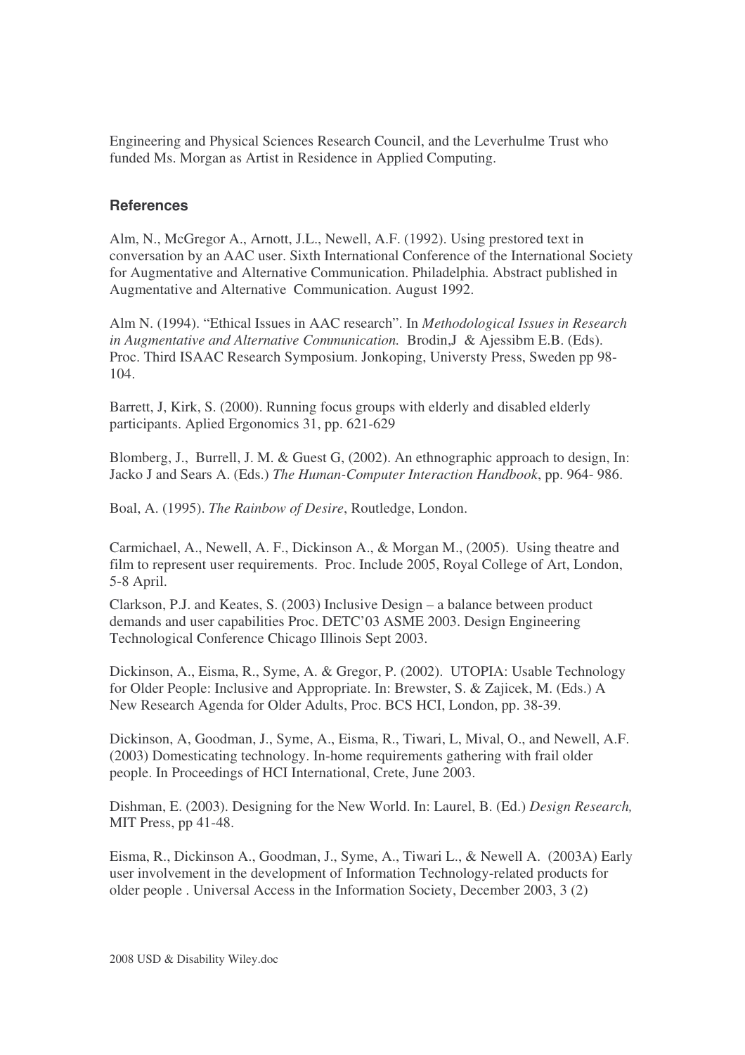Engineering and Physical Sciences Research Council, and the Leverhulme Trust who funded Ms. Morgan as Artist in Residence in Applied Computing.

## References

Alm, N., McGregor A., Arnott, J.L., Newell, A.F. (1992). Using prestored text in conversation by an AAC user. Sixth International Conference of the International Society for Augmentative and Alternative Communication. Philadelphia. Abstract published in Augmentative and Alternative Communication. August 1992.

Alm N. (1994). "Ethical Issues in AAC research". In *Methodological Issues in Research in Augmentative and Alternative Communication.* Brodin,J & Ajessibm E.B. (Eds). Proc. Third ISAAC Research Symposium. Jonkoping, Universty Press, Sweden pp 98-104.

Barrett, J, Kirk, S. (2000). Running focus groups with elderly and disabled elderly participants. Aplied Ergonomics 31, pp. 621-629

Blomberg, J., Burrell, J. M. & Guest G, (2002). An ethnographic approach to design, In: Jacko J and Sears A. (Eds.) *The Human-Computer Interaction Handbook*, pp. 964- 986.

Boal, A. (1995). *The Rainbow of Desire*, Routledge, London.

Carmichael, A., Newell, A. F., Dickinson A., & Morgan M., (2005). Using theatre and film to represent user requirements. Proc. Include 2005, Royal College of Art, London, 5-8 April.

Clarkson, P.J. and Keates, S. (2003) Inclusive Design – a balance between product demands and user capabilities Proc. DETC'03 ASME 2003. Design Engineering Technological Conference Chicago Illinois Sept 2003.

Dickinson, A., Eisma, R., Syme, A. & Gregor, P. (2002). UTOPIA: Usable Technology for Older People: Inclusive and Appropriate. In: Brewster, S. & Zajicek, M. (Eds.) A New Research Agenda for Older Adults, Proc. BCS HCI, London, pp. 38-39.

Dickinson, A, Goodman, J., Syme, A., Eisma, R., Tiwari, L, Mival, O., and Newell, A.F. (2003) Domesticating technology. In-home requirements gathering with frail older people. In Proceedings of HCI International, Crete, June 2003.

Dishman, E. (2003). Designing for the New World. In: Laurel, B. (Ed.) *Design Research,* MIT Press, pp 41-48.

Eisma, R., Dickinson A., Goodman, J., Syme, A., Tiwari L., & Newell A. (2003A) Early user involvement in the development of Information Technology-related products for older people . Universal Access in the Information Society, December 2003, 3 (2)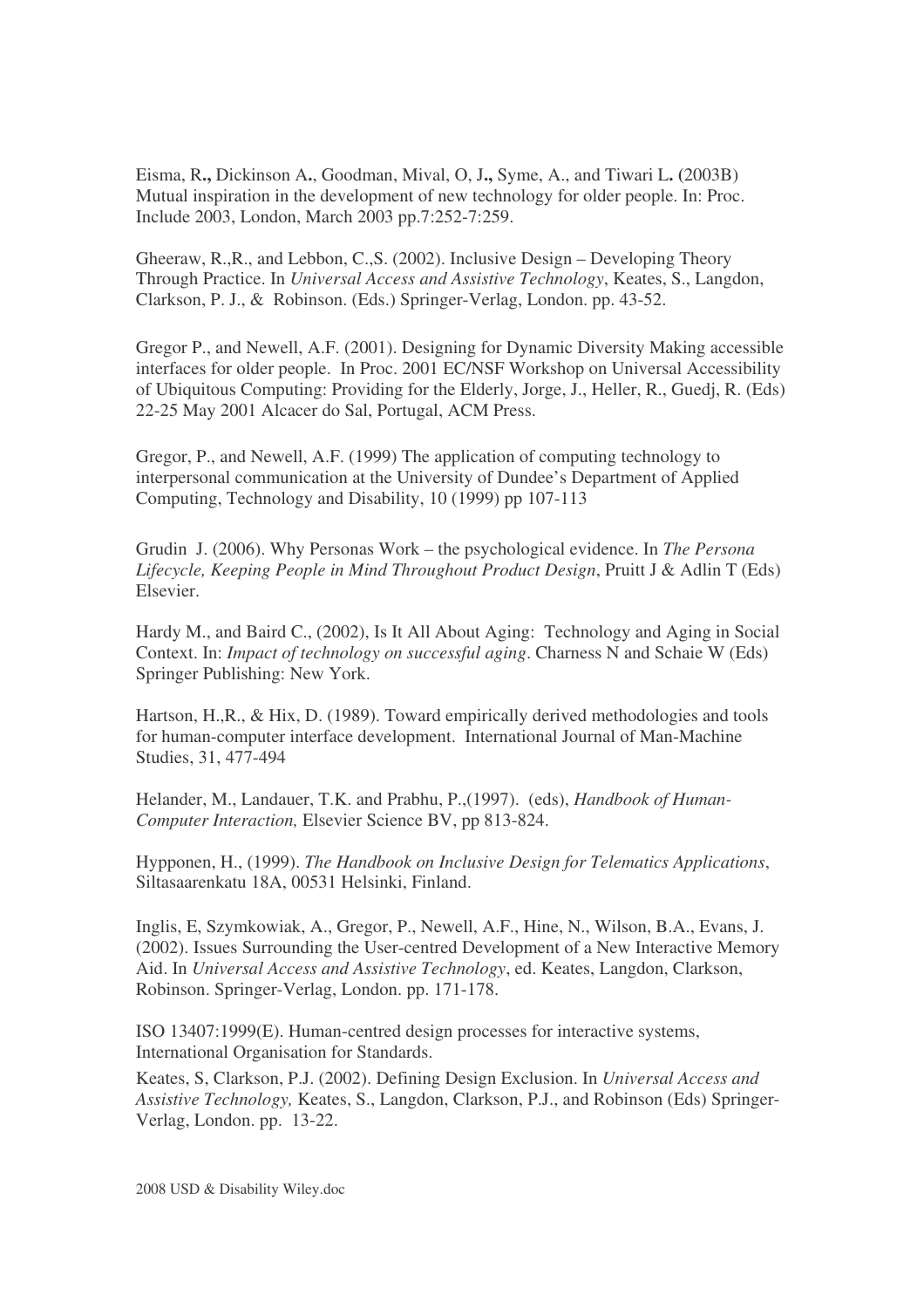Eisma, R**.,** Dickinson A**.**, Goodman, Mival, O, J**.,** Syme, A., and Tiwari L**. (**2003B) Mutual inspiration in the development of new technology for older people. In: Proc. Include 2003, London, March 2003 pp.7:252-7:259.

Gheeraw, R.,R., and Lebbon, C.,S. (2002). Inclusive Design – Developing Theory Through Practice. In *Universal Access and Assistive Technology*, Keates, S., Langdon, Clarkson, P. J., & Robinson. (Eds.) Springer-Verlag, London. pp. 43-52.

Gregor P., and Newell, A.F. (2001). Designing for Dynamic Diversity Making accessible interfaces for older people. In Proc. 2001 EC/NSF Workshop on Universal Accessibility of Ubiquitous Computing: Providing for the Elderly, Jorge, J., Heller, R., Guedj, R. (Eds) 22-25 May 2001 Alcacer do Sal, Portugal, ACM Press.

Gregor, P., and Newell, A.F. (1999) The application of computing technology to interpersonal communication at the University of Dundee's Department of Applied Computing, Technology and Disability, 10 (1999) pp 107-113

Grudin J. (2006). Why Personas Work – the psychological evidence. In *The Persona Lifecycle, Keeping People in Mind Throughout Product Design*, Pruitt J & Adlin T (Eds) Elsevier.

Hardy M., and Baird C., (2002), Is It All About Aging: Technology and Aging in Social Context. In: *Impact of technology on successful aging*. Charness N and Schaie W (Eds) Springer Publishing: New York.

Hartson, H.,R., & Hix, D. (1989). Toward empirically derived methodologies and tools for human-computer interface development. International Journal of Man-Machine Studies, 31, 477-494

Helander, M., Landauer, T.K. and Prabhu, P.,(1997). (eds), *Handbook of Human-Computer Interaction,* Elsevier Science BV, pp 813-824.

Hypponen, H., (1999). *The Handbook on Inclusive Design for Telematics Applications*, Siltasaarenkatu 18A, 00531 Helsinki, Finland.

Inglis, E, Szymkowiak, A., Gregor, P., Newell, A.F., Hine, N., Wilson, B.A., Evans, J. (2002). Issues Surrounding the User-centred Development of a New Interactive Memory Aid. In *Universal Access and Assistive Technology*, ed. Keates, Langdon, Clarkson, Robinson. Springer-Verlag, London. pp. 171-178.

ISO 13407:1999(E). Human-centred design processes for interactive systems, International Organisation for Standards.

Keates, S, Clarkson, P.J. (2002). Defining Design Exclusion. In *Universal Access and Assistive Technology,* Keates, S., Langdon, Clarkson, P.J., and Robinson (Eds) Springer-Verlag, London. pp. 13-22.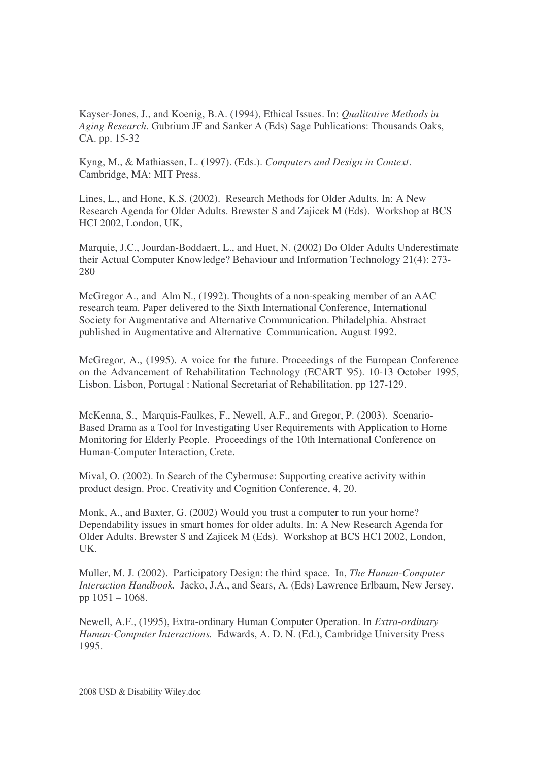Kayser-Jones, J., and Koenig, B.A. (1994), Ethical Issues. In: *Qualitative Methods in Aging Research*. Gubrium JF and Sanker A (Eds) Sage Publications: Thousands Oaks, CA. pp. 15-32

Kyng, M., & Mathiassen, L. (1997). (Eds.). *Computers and Design in Context*. Cambridge, MA: MIT Press.

Lines, L., and Hone, K.S. (2002). Research Methods for Older Adults. In: A New Research Agenda for Older Adults. Brewster S and Zajicek M (Eds). Workshop at BCS HCI 2002, London, UK,

Marquie, J.C., Jourdan-Boddaert, L., and Huet, N. (2002) Do Older Adults Underestimate their Actual Computer Knowledge? Behaviour and Information Technology 21(4): 273-280

McGregor A., and Alm N., (1992). Thoughts of a non-speaking member of an AAC research team. Paper delivered to the Sixth International Conference, International Society for Augmentative and Alternative Communication. Philadelphia. Abstract published in Augmentative and Alternative Communication. August 1992.

McGregor, A., (1995). A voice for the future. Proceedings of the European Conference on the Advancement of Rehabilitation Technology (ECART '95). 10-13 October 1995, Lisbon. Lisbon, Portugal : National Secretariat of Rehabilitation. pp 127-129.

McKenna, S., Marquis-Faulkes, F., Newell, A.F., and Gregor, P. (2003). Scenario-Based Drama as a Tool for Investigating User Requirements with Application to Home Monitoring for Elderly People. Proceedings of the 10th International Conference on Human-Computer Interaction, Crete.

Mival, O. (2002). In Search of the Cybermuse: Supporting creative activity within product design. Proc. Creativity and Cognition Conference, 4, 20.

Monk, A., and Baxter, G. (2002) Would you trust a computer to run your home? Dependability issues in smart homes for older adults. In: A New Research Agenda for Older Adults. Brewster S and Zajicek M (Eds). Workshop at BCS HCI 2002, London, UK.

Muller, M. J. (2002). Participatory Design: the third space. In, *The Human-Computer Interaction Handbook.* Jacko, J.A., and Sears, A. (Eds) Lawrence Erlbaum, New Jersey. pp 1051 – 1068.

Newell, A.F., (1995), Extra-ordinary Human Computer Operation. In *Extra-ordinary Human-Computer Interactions.* Edwards, A. D. N. (Ed.), Cambridge University Press 1995.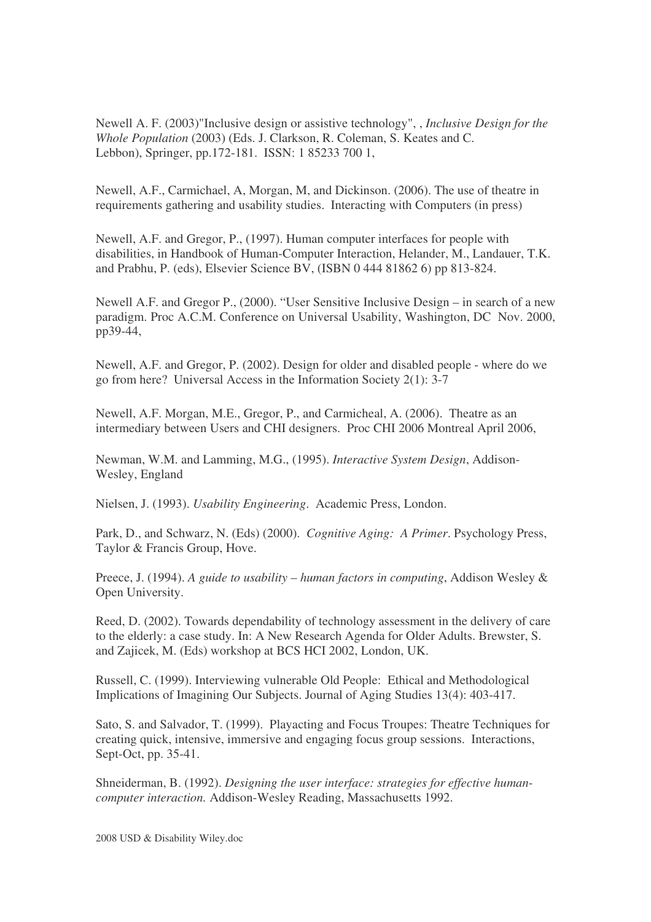Newell A. F. (2003)"Inclusive design or assistive technology", , *Inclusive Design for the Whole Population* (2003) (Eds. J. Clarkson, R. Coleman, S. Keates and C. Lebbon), Springer, pp.172-181. ISSN: 1 85233 700 1,

Newell, A.F., Carmichael, A, Morgan, M, and Dickinson. (2006). The use of theatre in requirements gathering and usability studies. Interacting with Computers (in press)

Newell, A.F. and Gregor, P., (1997). Human computer interfaces for people with disabilities, in Handbook of Human-Computer Interaction, Helander, M., Landauer, T.K. and Prabhu, P. (eds), Elsevier Science BV, (ISBN 0 444 81862 6) pp 813-824.

Newell A.F. and Gregor P., (2000). "User Sensitive Inclusive Design – in search of a new paradigm. Proc A.C.M. Conference on Universal Usability, Washington, DC Nov. 2000, pp39-44,

Newell, A.F. and Gregor, P. (2002). Design for older and disabled people - where do we go from here? Universal Access in the Information Society 2(1): 3-7

Newell, A.F. Morgan, M.E., Gregor, P., and Carmicheal, A. (2006). Theatre as an intermediary between Users and CHI designers. Proc CHI 2006 Montreal April 2006,

Newman, W.M. and Lamming, M.G., (1995). *Interactive System Design*, Addison-Wesley, England

Nielsen, J. (1993). *Usability Engineering*. Academic Press, London.

Park, D., and Schwarz, N. (Eds) (2000). *Cognitive Aging: A Primer*. Psychology Press, Taylor & Francis Group, Hove.

Preece, J. (1994). *A guide to usability – human factors in computing*, Addison Wesley & Open University.

Reed, D. (2002). Towards dependability of technology assessment in the delivery of care to the elderly: a case study. In: A New Research Agenda for Older Adults. Brewster, S. and Zajicek, M. (Eds) workshop at BCS HCI 2002, London, UK.

Russell, C. (1999). Interviewing vulnerable Old People: Ethical and Methodological Implications of Imagining Our Subjects. Journal of Aging Studies 13(4): 403-417.

Sato, S. and Salvador, T. (1999). Playacting and Focus Troupes: Theatre Techniques for creating quick, intensive, immersive and engaging focus group sessions. Interactions, Sept-Oct, pp. 35-41.

Shneiderman, B. (1992). *Designing the user interface: strategies for effective human-computer interaction.* Addison-Wesley Reading, Massachusetts 1992.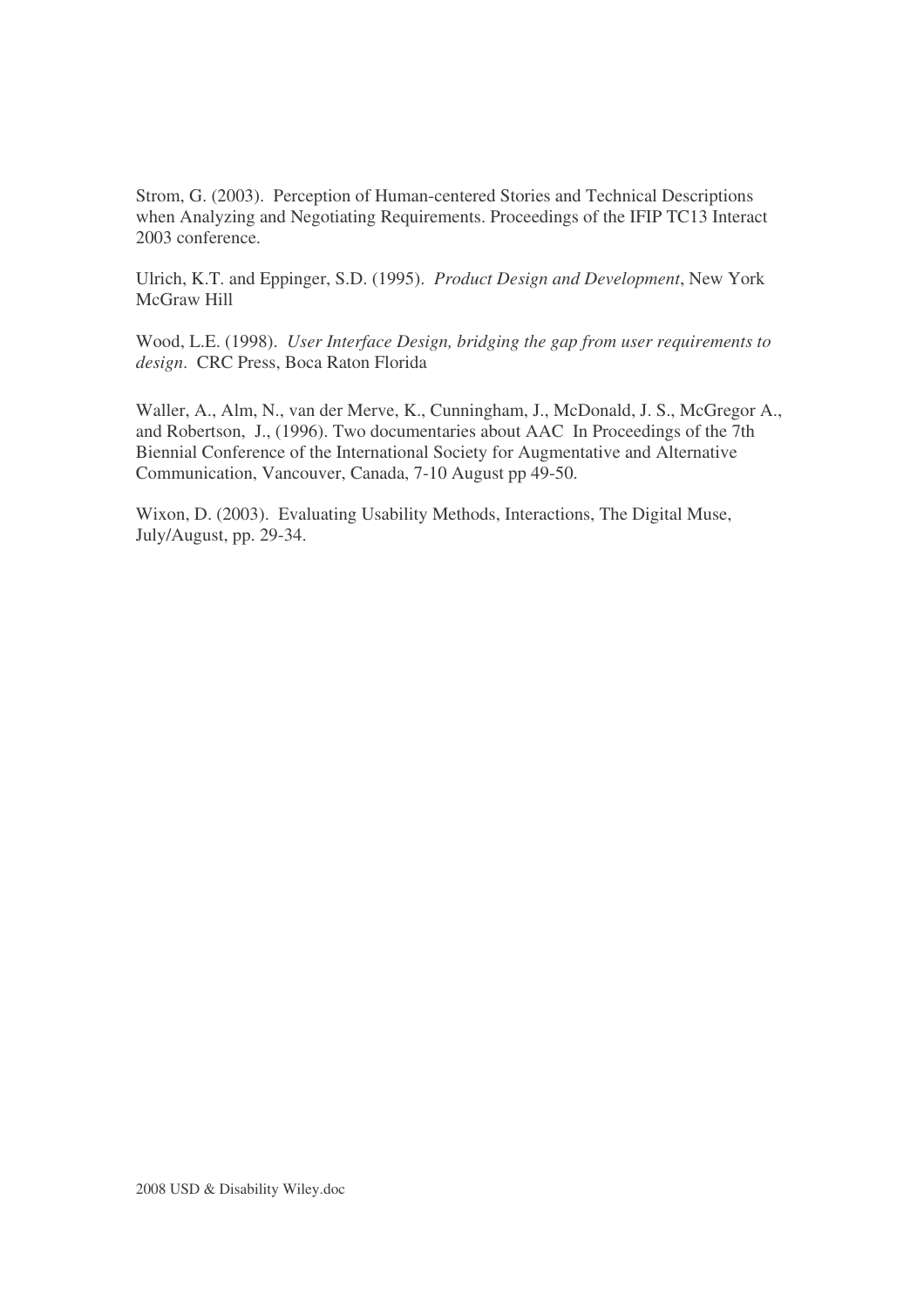Strom, G. (2003). Perception of Human-centered Stories and Technical Descriptions when Analyzing and Negotiating Requirements. Proceedings of the IFIP TC13 Interact 2003 conference.

Ulrich, K.T. and Eppinger, S.D. (1995). *Product Design and Development*, New York McGraw Hill

Wood, L.E. (1998). *User Interface Design, bridging the gap from user requirements to design*. CRC Press, Boca Raton Florida

Waller, A., Alm, N., van der Merve, K., Cunningham, J., McDonald, J. S., McGregor A., and Robertson, J., (1996). Two documentaries about AAC In Proceedings of the 7th Biennial Conference of the International Society for Augmentative and Alternative Communication, Vancouver, Canada, 7-10 August pp 49-50.

Wixon, D. (2003). Evaluating Usability Methods, Interactions, The Digital Muse, July/August, pp. 29-34.